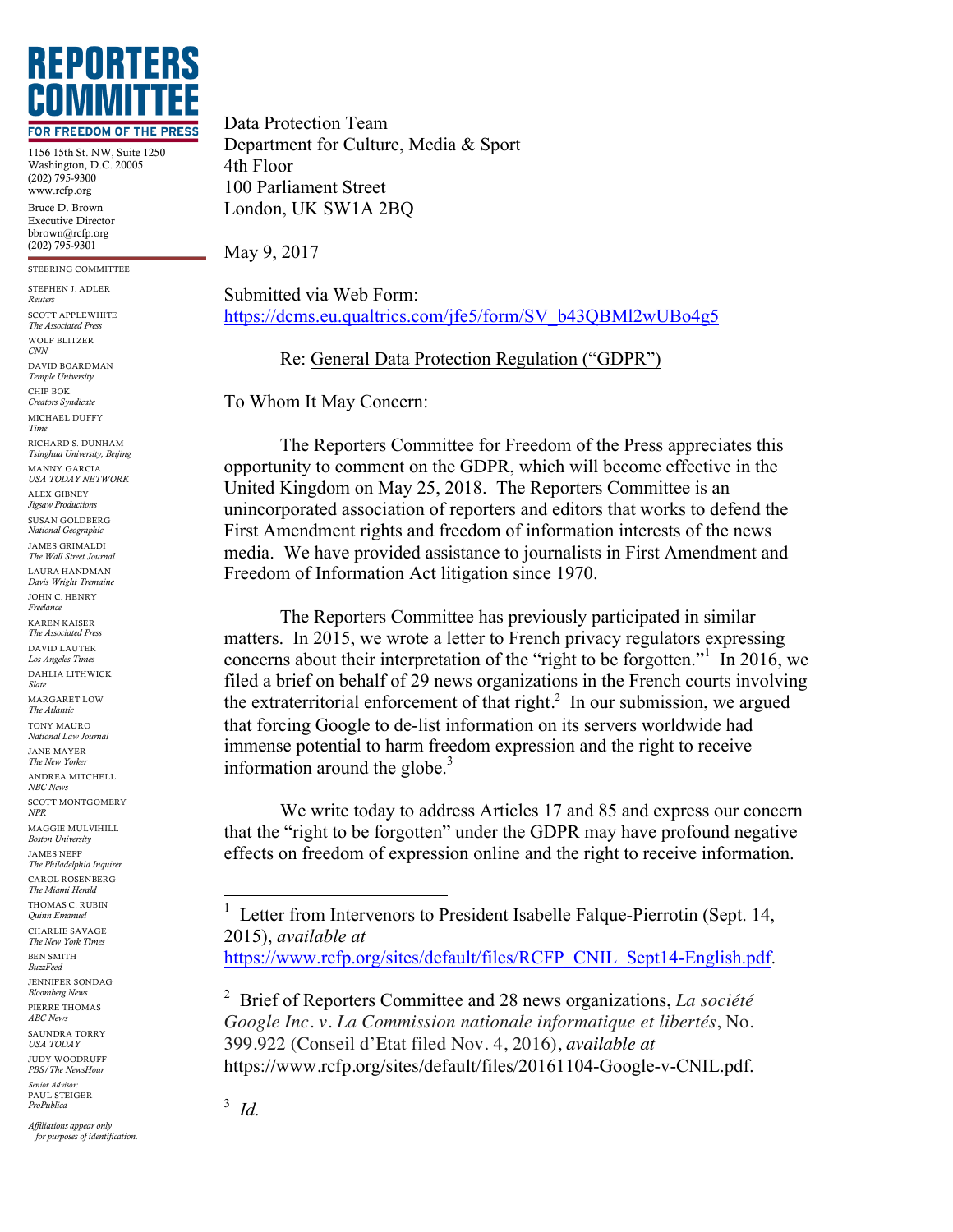**REPORTERS COMMITTEE**

**FOR FREEDOM OF THE PRESS**

1156 15th St. NW, Suite 1250
Washington, D.C. 20005
(202) 795-9300
www.rcfp.org

Bruce D. Brown
Executive Director
bbrown@rcfp.org
(202) 795-9301

STEERING COMMITTEE

STEPHEN J. ADLER
*Reuters*
SCOTT APPLEWHITE
*The Associated Press*
WOLF BLITZER
*CNN*
DAVID BOARDMAN
*Temple University*
CHIP BOK
*Creators Syndicate*
MICHAEL DUFFY
*Time*
RICHARD S. DUNHAM
*Tsinghua University, Beijing*
MANNY GARCIA
*USA TODAY NETWORK*
ALEX GIBNEY
*Jigsaw Productions*
SUSAN GOLDBERG
*National Geographic*
JAMES GRIMALDI
*The Wall Street Journal*
LAURA HANDMAN
*Davis Wright Tremaine*
JOHN C. HENRY
*Freelance*
KAREN KAISER
*The Associated Press*
DAVID LAUTER
*Los Angeles Times*
DAHLIA LITHWICK
*Slate*
MARGARET LOW
*The Atlantic*
TONY MAURO
*National Law Journal*
JANE MAYER
*The New Yorker*
ANDREA MITCHELL
*NBC News*
SCOTT MONTGOMERY
*NPR*
MAGGIE MULVIHILL
*Boston University*
JAMES NEFF
*The Philadelphia Inquirer*
CAROL ROSENBERG
*The Miami Herald*
THOMAS C. RUBIN
*Quinn Emanuel*
CHARLIE SAVAGE
*The New York Times*
BEN SMITH
*BuzzFeed*
JENNIFER SONDAG
*Bloomberg News*
PIERRE THOMAS
*ABC News*
SAUNDRA TORRY
*USA TODAY*
JUDY WOODRUFF
*PBS/The NewsHour*
*Senior Advisor:*
PAUL STEIGER
*ProPublica*

*Affiliations appear only for purposes of identification.*

Data Protection Team
Department for Culture, Media & Sport
4th Floor
100 Parliament Street
London, UK SW1A 2BQ

May 9, 2017

Submitted via Web Form:
https://dcms.eu.qualtrics.com/jfe5/form/SV_b43QBMl2wUBo4g5

Re: General Data Protection Regulation ("GDPR")

To Whom It May Concern:

The Reporters Committee for Freedom of the Press appreciates this opportunity to comment on the GDPR, which will become effective in the United Kingdom on May 25, 2018. The Reporters Committee is an unincorporated association of reporters and editors that works to defend the First Amendment rights and freedom of information interests of the news media. We have provided assistance to journalists in First Amendment and Freedom of Information Act litigation since 1970.

The Reporters Committee has previously participated in similar matters. In 2015, we wrote a letter to French privacy regulators expressing concerns about their interpretation of the "right to be forgotten."[1] In 2016, we filed a brief on behalf of 29 news organizations in the French courts involving the extraterritorial enforcement of that right.[2] In our submission, we argued that forcing Google to de-list information on its servers worldwide had immense potential to harm freedom expression and the right to receive information around the globe.[3]

We write today to address Articles 17 and 85 and express our concern that the "right to be forgotten" under the GDPR may have profound negative effects on freedom of expression online and the right to receive information.

---

[1] Letter from Intervenors to President Isabelle Falque-Pierrotin (Sept. 14, 2015), *available at* https://www.rcfp.org/sites/default/files/RCFP_CNIL_Sept14-English.pdf.

[2] Brief of Reporters Committee and 28 news organizations, *La société Google Inc. v. La Commission nationale informatique et libertés*, No. 399.922 (Conseil d'Etat filed Nov. 4, 2016), *available at* https://www.rcfp.org/sites/default/files/20161104-Google-v-CNIL.pdf.

[3] *Id.*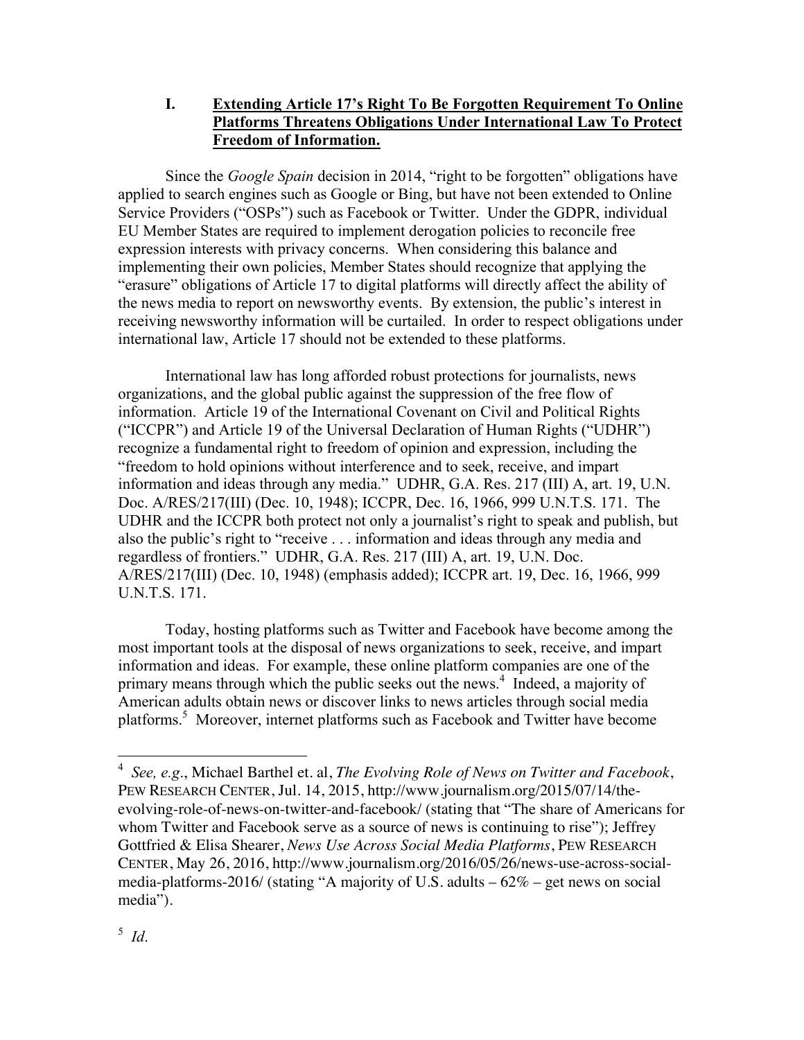## I. Extending Article 17's Right To Be Forgotten Requirement To Online Platforms Threatens Obligations Under International Law To Protect Freedom of Information.

Since the *Google Spain* decision in 2014, "right to be forgotten" obligations have applied to search engines such as Google or Bing, but have not been extended to Online Service Providers ("OSPs") such as Facebook or Twitter. Under the GDPR, individual EU Member States are required to implement derogation policies to reconcile free expression interests with privacy concerns. When considering this balance and implementing their own policies, Member States should recognize that applying the "erasure" obligations of Article 17 to digital platforms will directly affect the ability of the news media to report on newsworthy events. By extension, the public's interest in receiving newsworthy information will be curtailed. In order to respect obligations under international law, Article 17 should not be extended to these platforms.

International law has long afforded robust protections for journalists, news organizations, and the global public against the suppression of the free flow of information. Article 19 of the International Covenant on Civil and Political Rights ("ICCPR") and Article 19 of the Universal Declaration of Human Rights ("UDHR") recognize a fundamental right to freedom of opinion and expression, including the "freedom to hold opinions without interference and to seek, receive, and impart information and ideas through any media." UDHR, G.A. Res. 217 (III) A, art. 19, U.N. Doc. A/RES/217(III) (Dec. 10, 1948); ICCPR, Dec. 16, 1966, 999 U.N.T.S. 171. The UDHR and the ICCPR both protect not only a journalist's right to speak and publish, but also the public's right to "receive . . . information and ideas through any media and regardless of frontiers." UDHR, G.A. Res. 217 (III) A, art. 19, U.N. Doc. A/RES/217(III) (Dec. 10, 1948) (emphasis added); ICCPR art. 19, Dec. 16, 1966, 999 U.N.T.S. 171.

Today, hosting platforms such as Twitter and Facebook have become among the most important tools at the disposal of news organizations to seek, receive, and impart information and ideas. For example, these online platform companies are one of the primary means through which the public seeks out the news.[4] Indeed, a majority of American adults obtain news or discover links to news articles through social media platforms.[5] Moreover, internet platforms such as Facebook and Twitter have become

---

[4] *See, e.g.*, Michael Barthel et. al, *The Evolving Role of News on Twitter and Facebook*, PEW RESEARCH CENTER, Jul. 14, 2015, http://www.journalism.org/2015/07/14/the-evolving-role-of-news-on-twitter-and-facebook/ (stating that "The share of Americans for whom Twitter and Facebook serve as a source of news is continuing to rise"); Jeffrey Gottfried & Elisa Shearer, *News Use Across Social Media Platforms*, PEW RESEARCH CENTER, May 26, 2016, http://www.journalism.org/2016/05/26/news-use-across-social-media-platforms-2016/ (stating "A majority of U.S. adults – 62% – get news on social media").

[5] *Id.*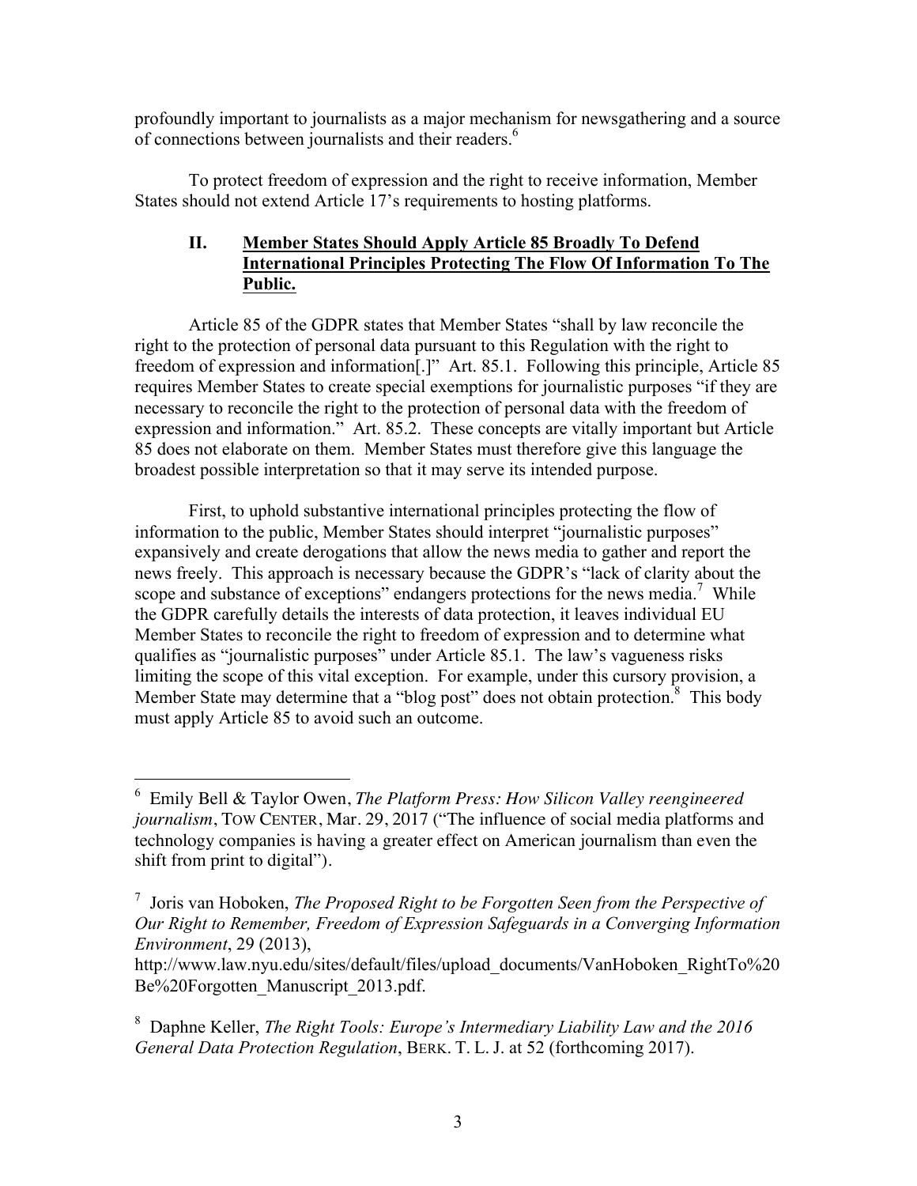profoundly important to journalists as a major mechanism for newsgathering and a source of connections between journalists and their readers.[6]

To protect freedom of expression and the right to receive information, Member States should not extend Article 17's requirements to hosting platforms.

## II. Member States Should Apply Article 85 Broadly To Defend International Principles Protecting The Flow Of Information To The Public.

Article 85 of the GDPR states that Member States "shall by law reconcile the right to the protection of personal data pursuant to this Regulation with the right to freedom of expression and information[.]" Art. 85.1. Following this principle, Article 85 requires Member States to create special exemptions for journalistic purposes "if they are necessary to reconcile the right to the protection of personal data with the freedom of expression and information." Art. 85.2. These concepts are vitally important but Article 85 does not elaborate on them. Member States must therefore give this language the broadest possible interpretation so that it may serve its intended purpose.

First, to uphold substantive international principles protecting the flow of information to the public, Member States should interpret "journalistic purposes" expansively and create derogations that allow the news media to gather and report the news freely. This approach is necessary because the GDPR's "lack of clarity about the scope and substance of exceptions" endangers protections for the news media.[7] While the GDPR carefully details the interests of data protection, it leaves individual EU Member States to reconcile the right to freedom of expression and to determine what qualifies as "journalistic purposes" under Article 85.1. The law's vagueness risks limiting the scope of this vital exception. For example, under this cursory provision, a Member State may determine that a "blog post" does not obtain protection.[8] This body must apply Article 85 to avoid such an outcome.

---

[6] Emily Bell & Taylor Owen, *The Platform Press: How Silicon Valley reengineered journalism*, TOW CENTER, Mar. 29, 2017 ("The influence of social media platforms and technology companies is having a greater effect on American journalism than even the shift from print to digital").

[7] Joris van Hoboken, *The Proposed Right to be Forgotten Seen from the Perspective of Our Right to Remember, Freedom of Expression Safeguards in a Converging Information Environment*, 29 (2013), http://www.law.nyu.edu/sites/default/files/upload_documents/VanHoboken_RightTo%20Be%20Forgotten_Manuscript_2013.pdf.

[8] Daphne Keller, *The Right Tools: Europe's Intermediary Liability Law and the 2016 General Data Protection Regulation*, BERK. T. L. J. at 52 (forthcoming 2017).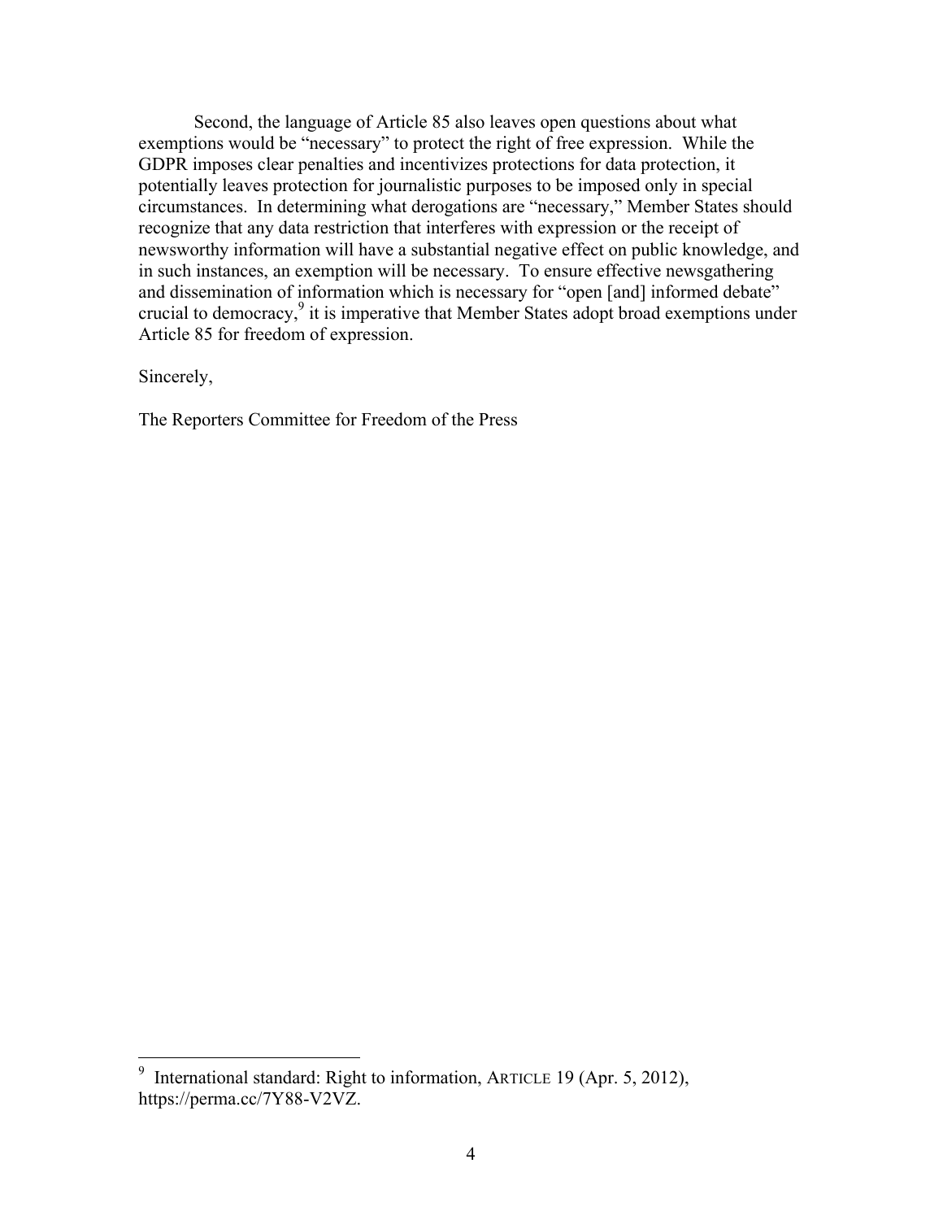Second, the language of Article 85 also leaves open questions about what exemptions would be "necessary" to protect the right of free expression. While the GDPR imposes clear penalties and incentivizes protections for data protection, it potentially leaves protection for journalistic purposes to be imposed only in special circumstances. In determining what derogations are "necessary," Member States should recognize that any data restriction that interferes with expression or the receipt of newsworthy information will have a substantial negative effect on public knowledge, and in such instances, an exemption will be necessary. To ensure effective newsgathering and dissemination of information which is necessary for "open [and] informed debate" crucial to democracy,[9] it is imperative that Member States adopt broad exemptions under Article 85 for freedom of expression.

Sincerely,

The Reporters Committee for Freedom of the Press

---

[9] International standard: Right to information, ARTICLE 19 (Apr. 5, 2012), https://perma.cc/7Y88-V2VZ.